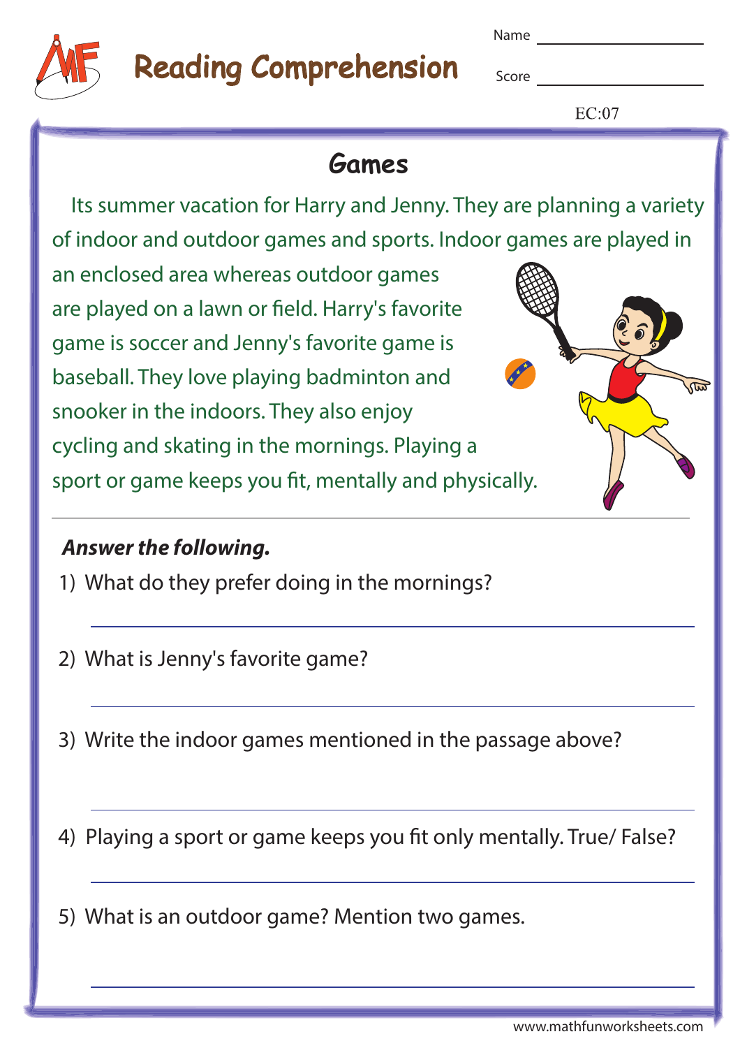# Reading Comprehension

Name ____________

Score ____________

EC:07

## Games

Its summer vacation for Harry and Jenny. They are planning a variety of indoor and outdoor games and sports. Indoor games are played in an enclosed area whereas outdoor games are played on a lawn or field. Harry's favorite game is soccer and Jenny's favorite game is baseball. They love playing badminton and snooker in the indoors. They also enjoy cycling and skating in the mornings. Playing a sport or game keeps you fit, mentally and physically.

***Answer the following.***

1) What do they prefer doing in the mornings?

______________________________

2) What is Jenny's favorite game?

______________________________

3) Write the indoor games mentioned in the passage above?

______________________________

4) Playing a sport or game keeps you fit only mentally. True/ False?

______________________________

5) What is an outdoor game? Mention two games.

______________________________

www.mathfunworksheets.com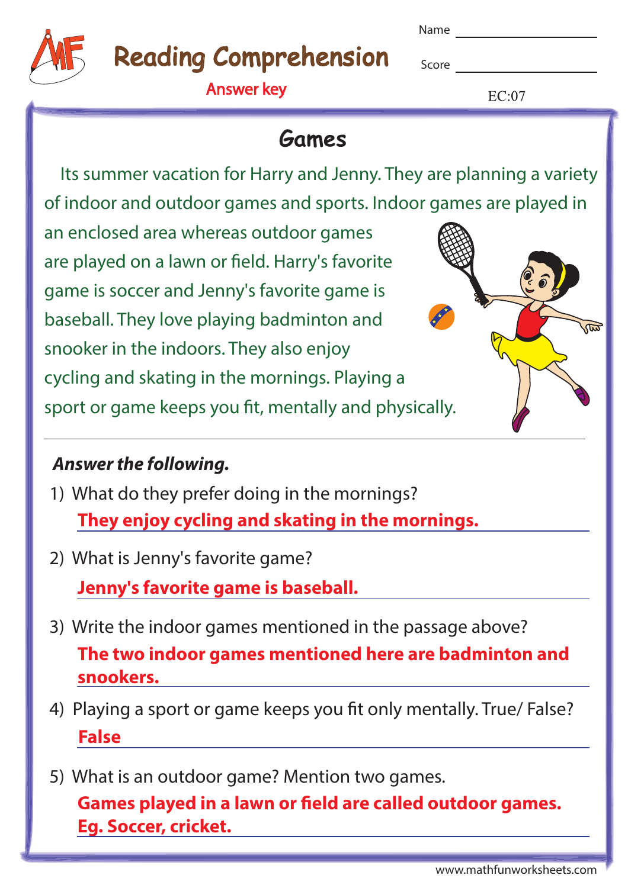# Reading Comprehension

Answer key

Name ____________

Score ____________

EC:07

## Games

Its summer vacation for Harry and Jenny. They are planning a variety of indoor and outdoor games and sports. Indoor games are played in an enclosed area whereas outdoor games are played on a lawn or field. Harry's favorite game is soccer and Jenny's favorite game is baseball. They love playing badminton and snooker in the indoors. They also enjoy cycling and skating in the mornings. Playing a sport or game keeps you fit, mentally and physically.

***Answer the following.***

1) What do they prefer doing in the mornings?

   **They enjoy cycling and skating in the mornings.**

2) What is Jenny's favorite game?

   **Jenny's favorite game is baseball.**

3) Write the indoor games mentioned in the passage above?

   **The two indoor games mentioned here are badminton and snookers.**

4) Playing a sport or game keeps you fit only mentally. True/ False?

   **False**

5) What is an outdoor game? Mention two games.

   **Games played in a lawn or field are called outdoor games. Eg. Soccer, cricket.**

www.mathfunworksheets.com